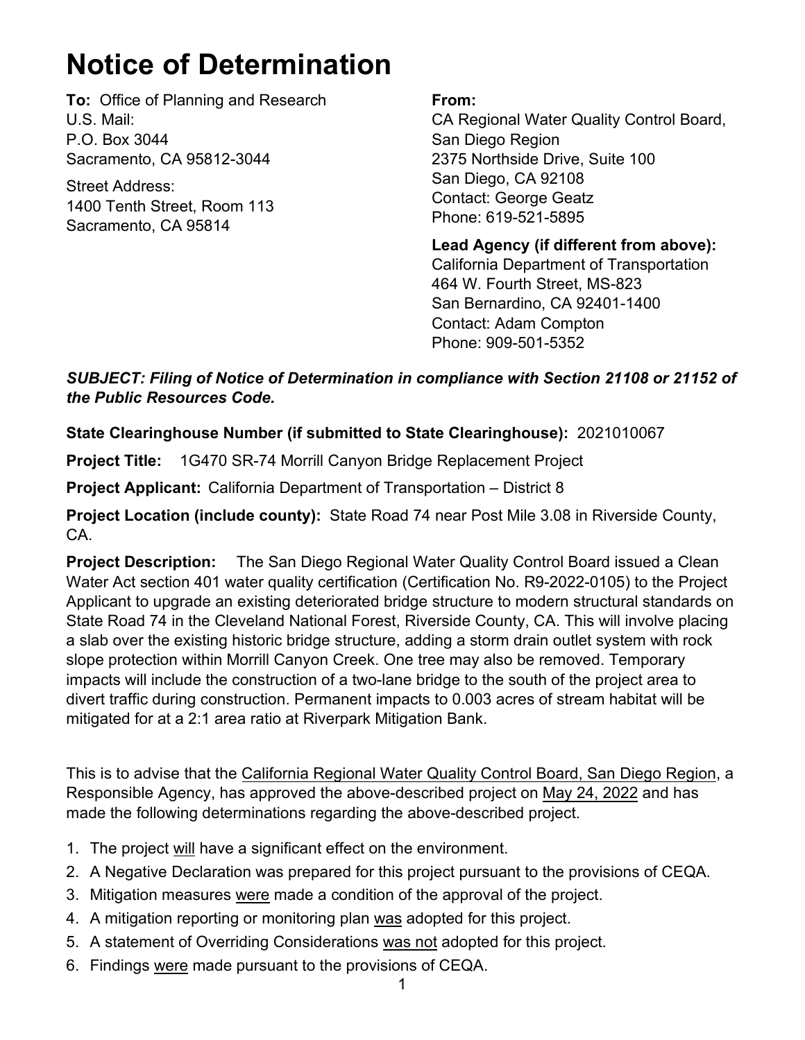# Notice of Determination

**To:** Office of Planning and Research
U.S. Mail:
P.O. Box 3044
Sacramento, CA 95812-3044

Street Address:
1400 Tenth Street, Room 113
Sacramento, CA 95814

**From:**
CA Regional Water Quality Control Board, San Diego Region
2375 Northside Drive, Suite 100
San Diego, CA 92108
Contact: George Geatz
Phone: 619-521-5895

**Lead Agency (if different from above):**
California Department of Transportation
464 W. Fourth Street, MS-823
San Bernardino, CA 92401-1400
Contact: Adam Compton
Phone: 909-501-5352

***SUBJECT: Filing of Notice of Determination in compliance with Section 21108 or 21152 of the Public Resources Code.***

**State Clearinghouse Number (if submitted to State Clearinghouse):** 2021010067

**Project Title:** 1G470 SR-74 Morrill Canyon Bridge Replacement Project

**Project Applicant:** California Department of Transportation – District 8

**Project Location (include county):** State Road 74 near Post Mile 3.08 in Riverside County, CA.

**Project Description:** The San Diego Regional Water Quality Control Board issued a Clean Water Act section 401 water quality certification (Certification No. R9-2022-0105) to the Project Applicant to upgrade an existing deteriorated bridge structure to modern structural standards on State Road 74 in the Cleveland National Forest, Riverside County, CA. This will involve placing a slab over the existing historic bridge structure, adding a storm drain outlet system with rock slope protection within Morrill Canyon Creek. One tree may also be removed. Temporary impacts will include the construction of a two-lane bridge to the south of the project area to divert traffic during construction. Permanent impacts to 0.003 acres of stream habitat will be mitigated for at a 2:1 area ratio at Riverpark Mitigation Bank.

This is to advise that the California Regional Water Quality Control Board, San Diego Region, a Responsible Agency, has approved the above-described project on May 24, 2022 and has made the following determinations regarding the above-described project.

1. The project will have a significant effect on the environment.
2. A Negative Declaration was prepared for this project pursuant to the provisions of CEQA.
3. Mitigation measures were made a condition of the approval of the project.
4. A mitigation reporting or monitoring plan was adopted for this project.
5. A statement of Overriding Considerations was not adopted for this project.
6. Findings were made pursuant to the provisions of CEQA.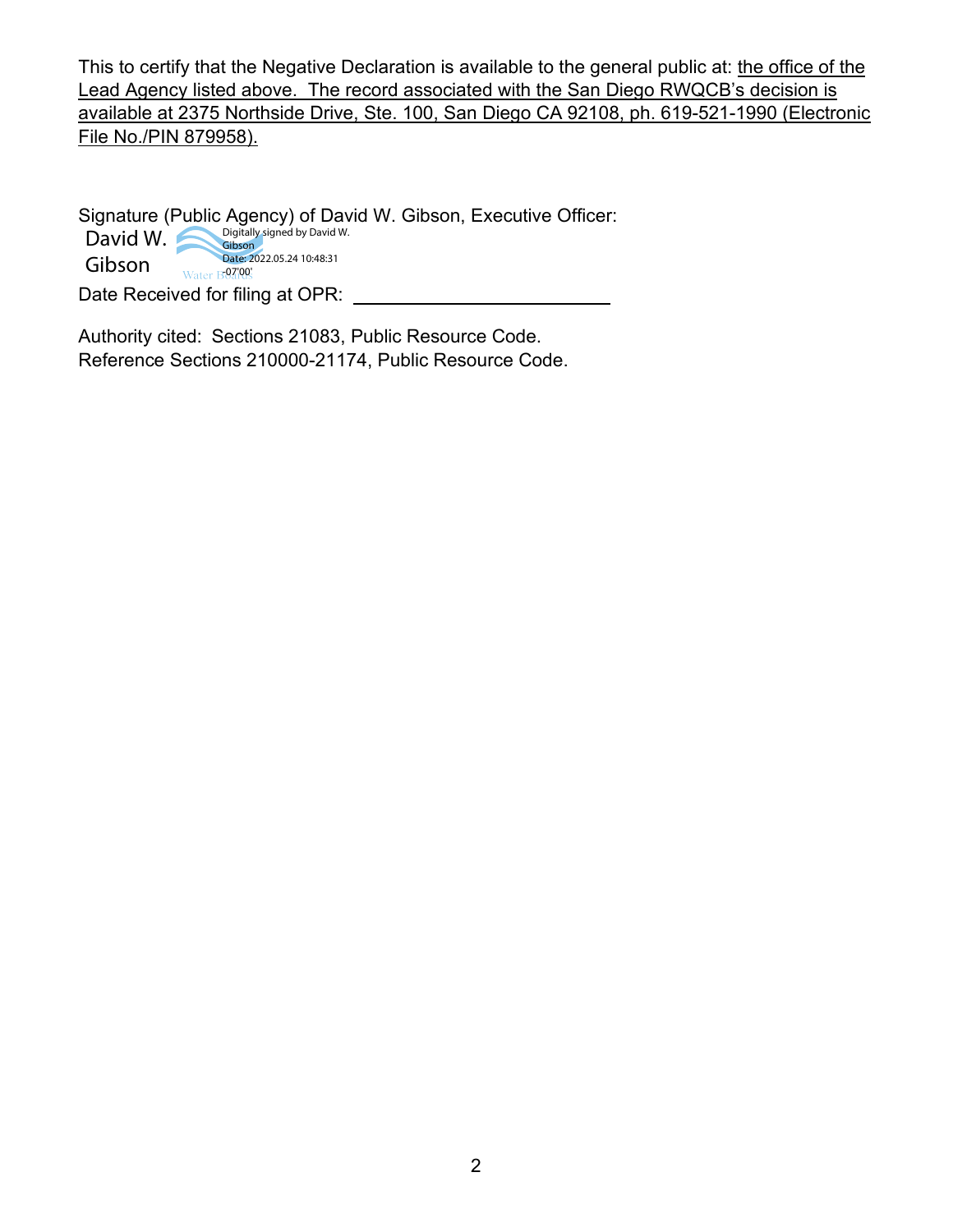This to certify that the Negative Declaration is available to the general public at: the office of the Lead Agency listed above. The record associated with the San Diego RWQCB's decision is available at 2375 Northside Drive, Ste. 100, San Diego CA 92108, ph. 619-521-1990 (Electronic File No./PIN 879958).

Signature (Public Agency) of David W. Gibson, Executive Officer:

David W. Gibson

Digitally signed by David W. Gibson
Date: 2022.05.24 10:48:31 -07'00'

Date Received for filing at OPR: ________________________

Authority cited: Sections 21083, Public Resource Code.
Reference Sections 210000-21174, Public Resource Code.